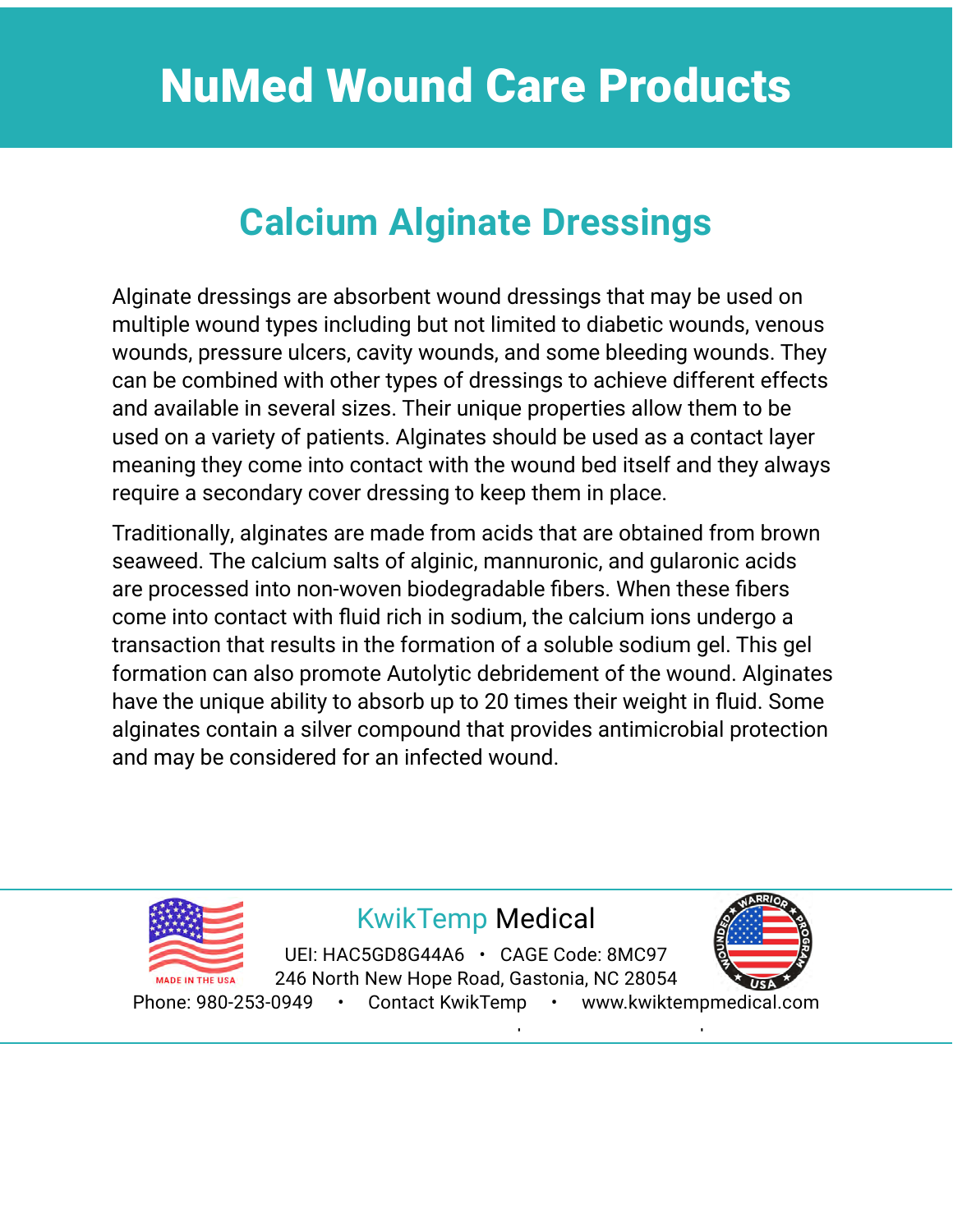# NuMed Wound Care Products

## Calcium Alginate Dressings

Alginate dressings are absorbent wound dressings that may be used on multiple wound types including but not limited to diabetic wounds, venous wounds, pressure ulcers, cavity wounds, and some bleeding wounds. They can be combined with other types of dressings to achieve different effects and available in several sizes. Their unique properties allow them to be used on a variety of patients. Alginates should be used as a contact layer meaning they come into contact with the wound bed itself and they always require a secondary cover dressing to keep them in place.

Traditionally, alginates are made from acids that are obtained from brown seaweed. The calcium salts of alginic, mannuronic, and gularonic acids are processed into non-woven biodegradable fibers. When these fibers come into contact with fluid rich in sodium, the calcium ions undergo a transaction that results in the formation of a soluble sodium gel. This gel formation can also promote Autolytic debridement of the wound. Alginates have the unique ability to absorb up to 20 times their weight in fluid. Some alginates contain a silver compound that provides antimicrobial protection and may be considered for an infected wound.

MADE IN THE USA

KwikTemp Medical

UEI: HAC5GD8G44A6 • CAGE Code: 8MC97

246 North New Hope Road, Gastonia, NC 28054

Phone: 980-253-0949 • Contact KwikTemp • www.kwiktempmedical.com

WOUNDED WARRIOR PROGRAM USA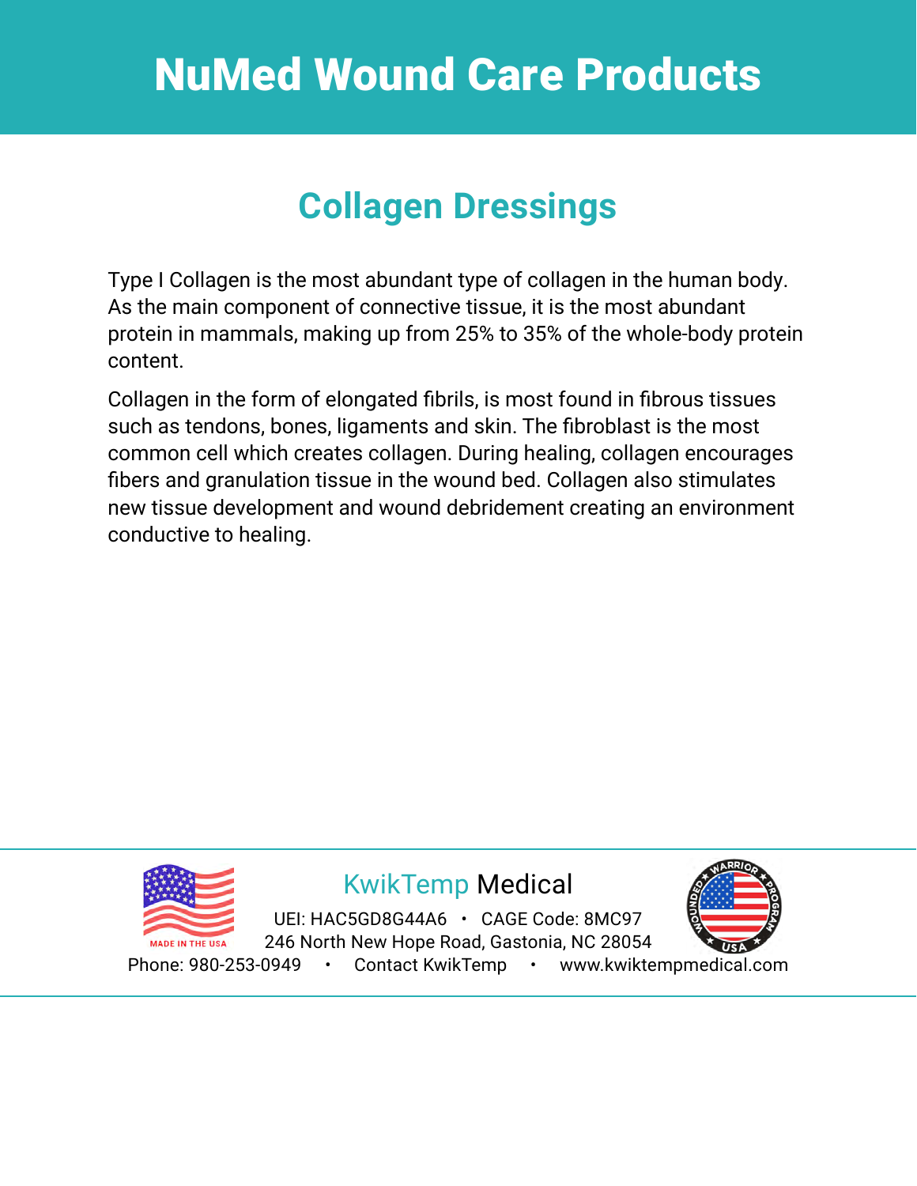## Collagen Dressings

Type I Collagen is the most abundant type of collagen in the human body. As the main component of connective tissue, it is the most abundant protein in mammals, making up from 25% to 35% of the whole-body protein content.

Collagen in the form of elongated fibrils, is most found in fibrous tissues such as tendons, bones, ligaments and skin. The fibroblast is the most common cell which creates collagen. During healing, collagen encourages fibers and granulation tissue in the wound bed. Collagen also stimulates new tissue development and wound debridement creating an environment conductive to healing.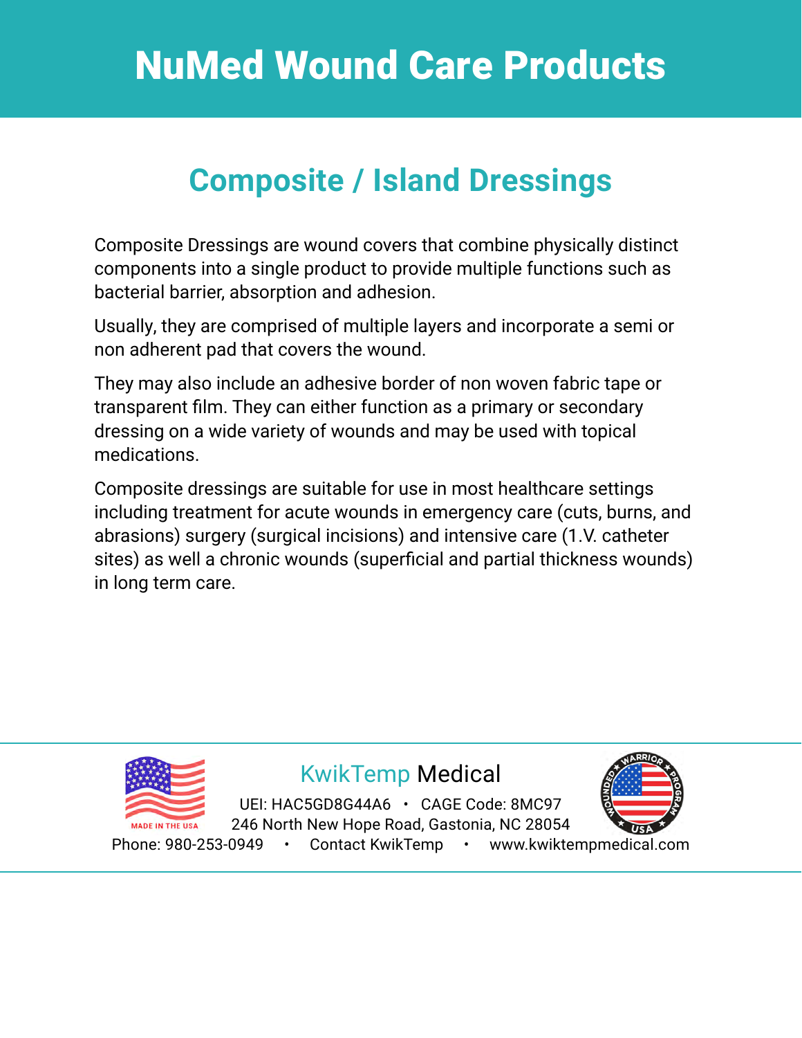## Composite / Island Dressings

Composite Dressings are wound covers that combine physically distinct components into a single product to provide multiple functions such as bacterial barrier, absorption and adhesion.

Usually, they are comprised of multiple layers and incorporate a semi or non adherent pad that covers the wound.

They may also include an adhesive border of non woven fabric tape or transparent film. They can either function as a primary or secondary dressing on a wide variety of wounds and may be used with topical medications.

Composite dressings are suitable for use in most healthcare settings including treatment for acute wounds in emergency care (cuts, burns, and abrasions) surgery (surgical incisions) and intensive care (1.V. catheter sites) as well a chronic wounds (superficial and partial thickness wounds) in long term care.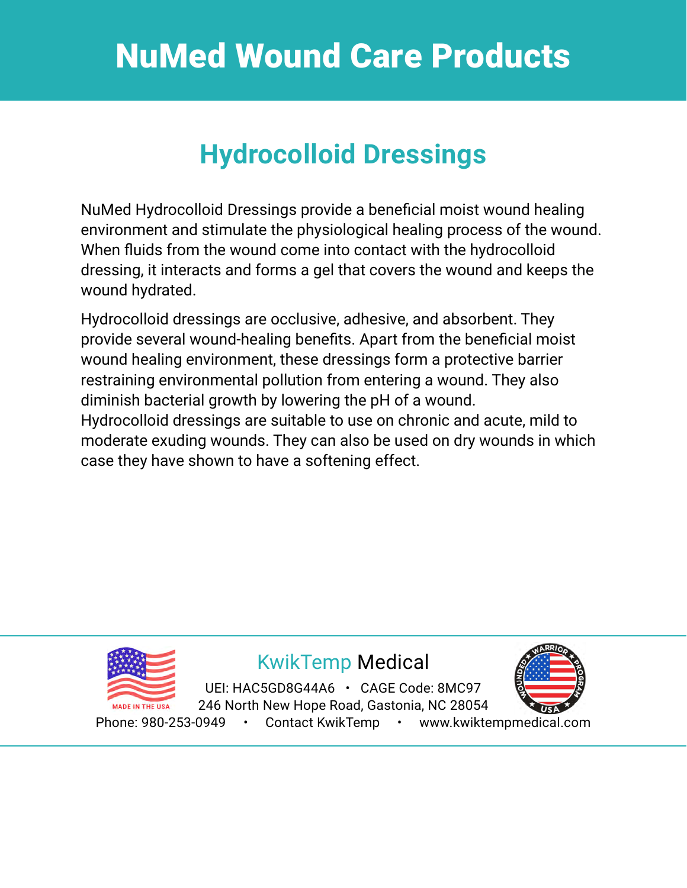# NuMed Wound Care Products

## Hydrocolloid Dressings

NuMed Hydrocolloid Dressings provide a beneficial moist wound healing environment and stimulate the physiological healing process of the wound. When fluids from the wound come into contact with the hydrocolloid dressing, it interacts and forms a gel that covers the wound and keeps the wound hydrated.

Hydrocolloid dressings are occlusive, adhesive, and absorbent. They provide several wound-healing benefits. Apart from the beneficial moist wound healing environment, these dressings form a protective barrier restraining environmental pollution from entering a wound. They also diminish bacterial growth by lowering the pH of a wound.
Hydrocolloid dressings are suitable to use on chronic and acute, mild to moderate exuding wounds. They can also be used on dry wounds in which case they have shown to have a softening effect.

MADE IN THE USA

KwikTemp Medical

UEI: HAC5GD8G44A6 • CAGE Code: 8MC97
246 North New Hope Road, Gastonia, NC 28054
Phone: 980-253-0949 • Contact KwikTemp • www.kwiktempmedical.com

WOUNDED WARRIOR PROGRAM USA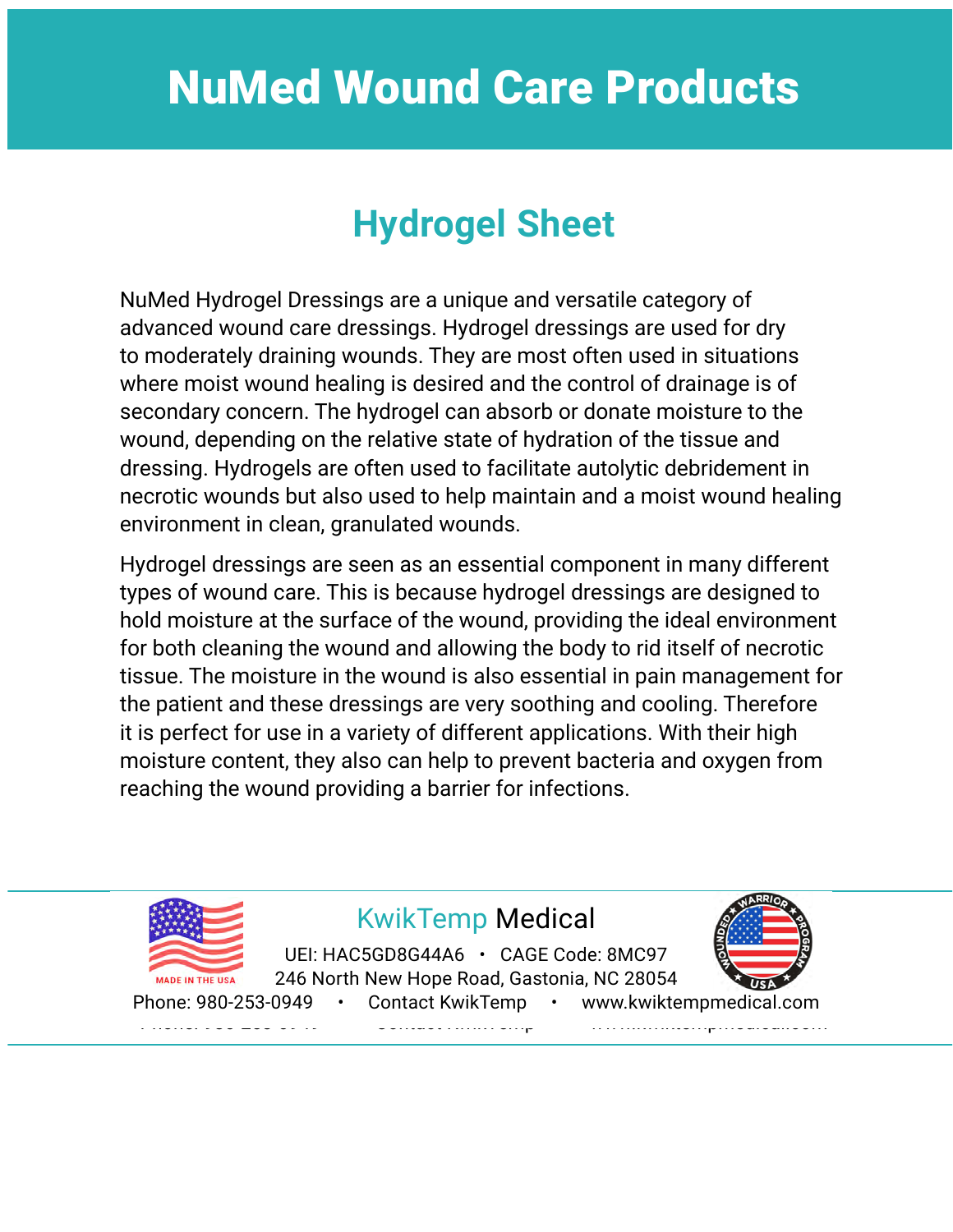# NuMed Wound Care Products

## Hydrogel Sheet

NuMed Hydrogel Dressings are a unique and versatile category of advanced wound care dressings. Hydrogel dressings are used for dry to moderately draining wounds. They are most often used in situations where moist wound healing is desired and the control of drainage is of secondary concern. The hydrogel can absorb or donate moisture to the wound, depending on the relative state of hydration of the tissue and dressing. Hydrogels are often used to facilitate autolytic debridement in necrotic wounds but also used to help maintain and a moist wound healing environment in clean, granulated wounds.

Hydrogel dressings are seen as an essential component in many different types of wound care. This is because hydrogel dressings are designed to hold moisture at the surface of the wound, providing the ideal environment for both cleaning the wound and allowing the body to rid itself of necrotic tissue. The moisture in the wound is also essential in pain management for the patient and these dressings are very soothing and cooling. Therefore it is perfect for use in a variety of different applications. With their high moisture content, they also can help to prevent bacteria and oxygen from reaching the wound providing a barrier for infections.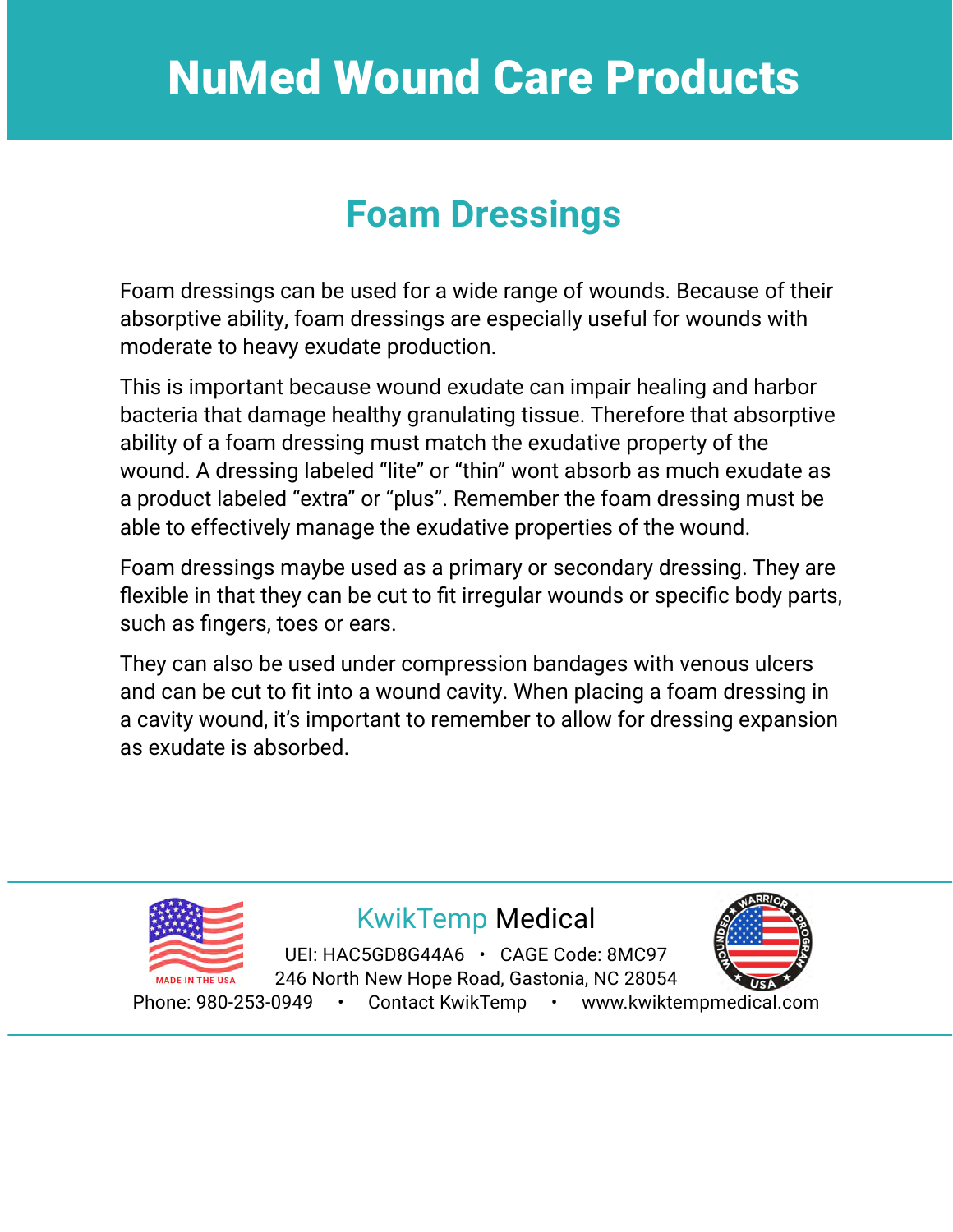# NuMed Wound Care Products

## Foam Dressings

Foam dressings can be used for a wide range of wounds. Because of their absorptive ability, foam dressings are especially useful for wounds with moderate to heavy exudate production.

This is important because wound exudate can impair healing and harbor bacteria that damage healthy granulating tissue. Therefore that absorptive ability of a foam dressing must match the exudative property of the wound. A dressing labeled “lite” or “thin” wont absorb as much exudate as a product labeled “extra” or “plus”. Remember the foam dressing must be able to effectively manage the exudative properties of the wound.

Foam dressings maybe used as a primary or secondary dressing. They are flexible in that they can be cut to fit irregular wounds or specific body parts, such as fingers, toes or ears.

They can also be used under compression bandages with venous ulcers and can be cut to fit into a wound cavity. When placing a foam dressing in a cavity wound, it’s important to remember to allow for dressing expansion as exudate is absorbed.

MADE IN THE USA

KwikTemp Medical

UEI: HAC5GD8G44A6 • CAGE Code: 8MC97

246 North New Hope Road, Gastonia, NC 28054

Phone: 980-253-0949 • Contact KwikTemp • www.kwiktempmedical.com

WOUNDED WARRIOR PROGRAM USA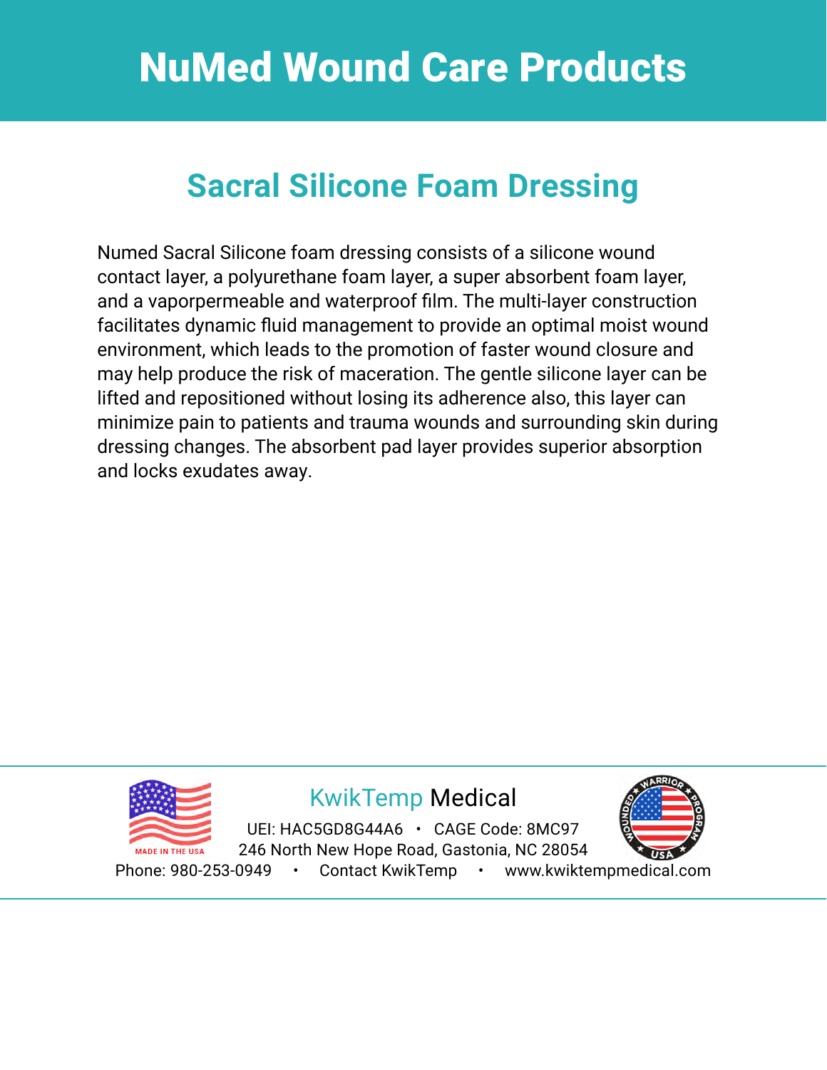# NuMed Wound Care Products

## Sacral Silicone Foam Dressing

Numed Sacral Silicone foam dressing consists of a silicone wound contact layer, a polyurethane foam layer, a super absorbent foam layer, and a vaporpermeable and waterproof film. The multi-layer construction facilitates dynamic fluid management to provide an optimal moist wound environment, which leads to the promotion of faster wound closure and may help produce the risk of maceration. The gentle silicone layer can be lifted and repositioned without losing its adherence also, this layer can minimize pain to patients and trauma wounds and surrounding skin during dressing changes. The absorbent pad layer provides superior absorption and locks exudates away.

MADE IN THE USA

KwikTemp Medical

UEI: HAC5GD8G44A6 • CAGE Code: 8MC97
246 North New Hope Road, Gastonia, NC 28054
Phone: 980-253-0949 • Contact KwikTemp • www.kwiktempmedical.com

WOUNDED WARRIOR PROGRAM USA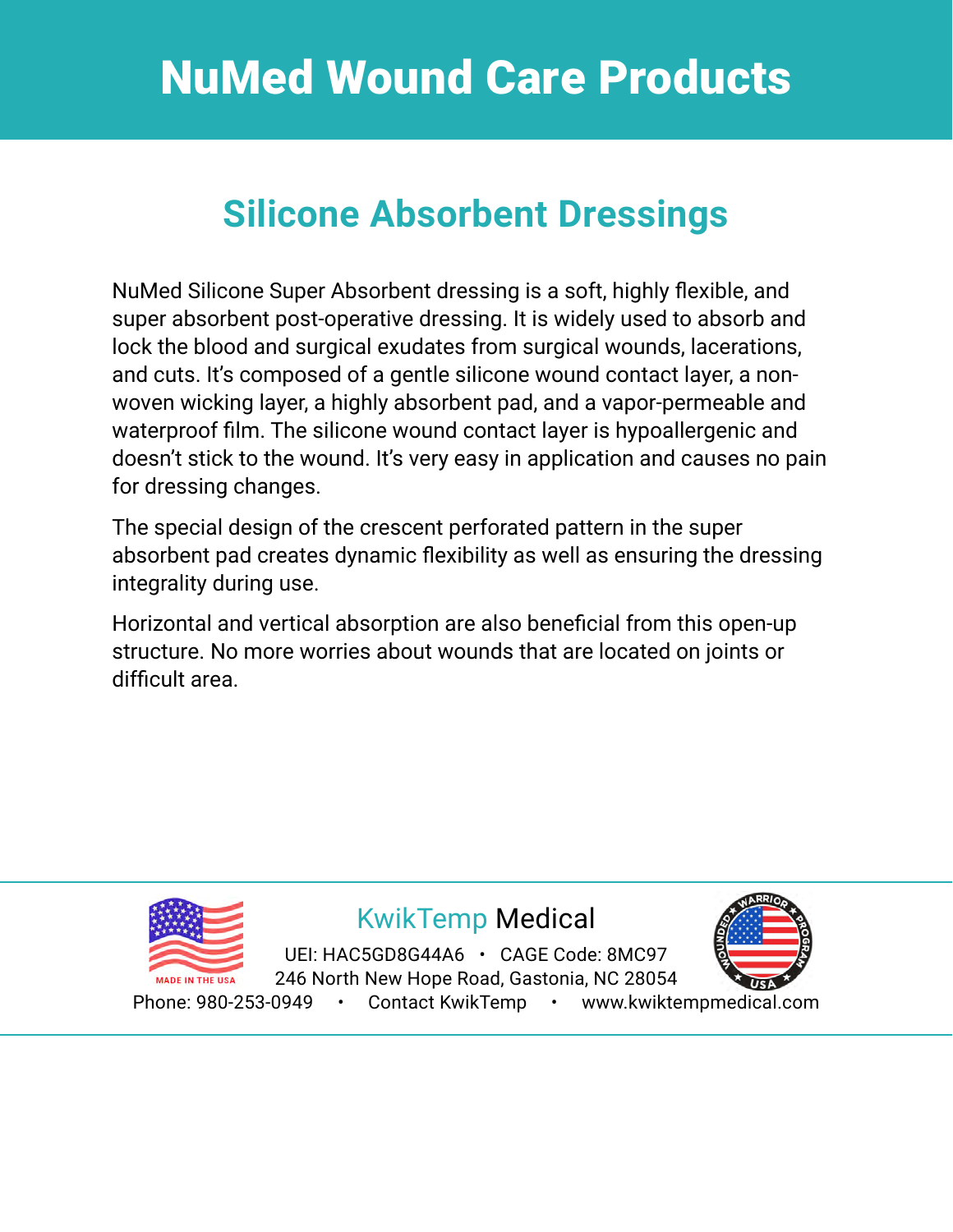# NuMed Wound Care Products

## Silicone Absorbent Dressings

NuMed Silicone Super Absorbent dressing is a soft, highly flexible, and super absorbent post-operative dressing. It is widely used to absorb and lock the blood and surgical exudates from surgical wounds, lacerations, and cuts. It's composed of a gentle silicone wound contact layer, a non-woven wicking layer, a highly absorbent pad, and a vapor-permeable and waterproof film. The silicone wound contact layer is hypoallergenic and doesn't stick to the wound. It's very easy in application and causes no pain for dressing changes.

The special design of the crescent perforated pattern in the super absorbent pad creates dynamic flexibility as well as ensuring the dressing integrality during use.

Horizontal and vertical absorption are also beneficial from this open-up structure. No more worries about wounds that are located on joints or difficult area.

MADE IN THE USA

KwikTemp Medical

UEI: HAC5GD8G44A6 • CAGE Code: 8MC97
246 North New Hope Road, Gastonia, NC 28054
Phone: 980-253-0949 • Contact KwikTemp • www.kwiktempmedical.com

WOUNDED WARRIOR PROGRAM USA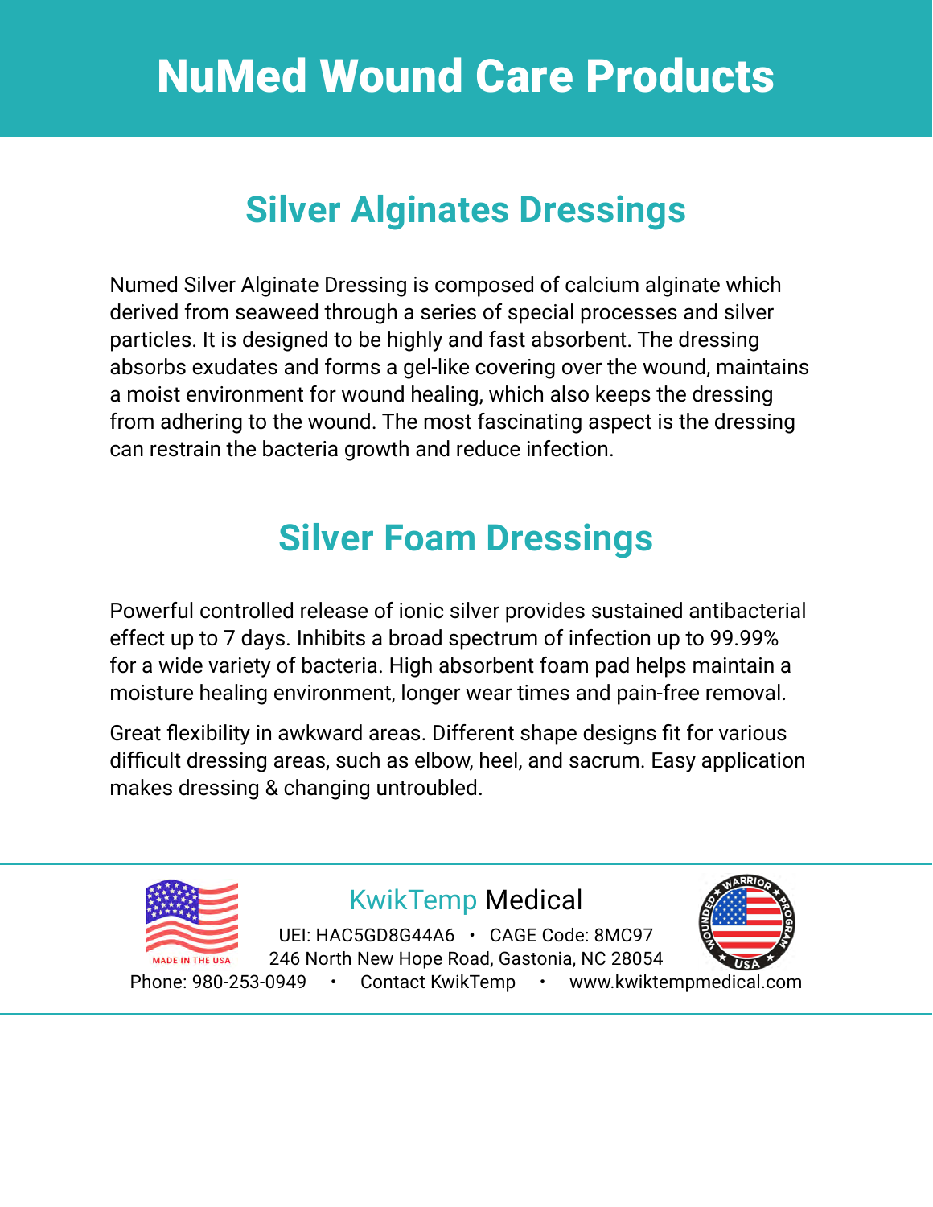# NuMed Wound Care Products

## Silver Alginates Dressings

Numed Silver Alginate Dressing is composed of calcium alginate which derived from seaweed through a series of special processes and silver particles. It is designed to be highly and fast absorbent. The dressing absorbs exudates and forms a gel-like covering over the wound, maintains a moist environment for wound healing, which also keeps the dressing from adhering to the wound. The most fascinating aspect is the dressing can restrain the bacteria growth and reduce infection.

## Silver Foam Dressings

Powerful controlled release of ionic silver provides sustained antibacterial effect up to 7 days. Inhibits a broad spectrum of infection up to 99.99% for a wide variety of bacteria. High absorbent foam pad helps maintain a moisture healing environment, longer wear times and pain-free removal.

Great flexibility in awkward areas. Different shape designs fit for various difficult dressing areas, such as elbow, heel, and sacrum. Easy application makes dressing & changing untroubled.

MADE IN THE USA

KwikTemp Medical

UEI: HAC5GD8G44A6 • CAGE Code: 8MC97

246 North New Hope Road, Gastonia, NC 28054

Phone: 980-253-0949 • Contact KwikTemp • www.kwiktempmedical.com

WOUNDED ★ WARRIOR ★ PROGRAM ★ USA